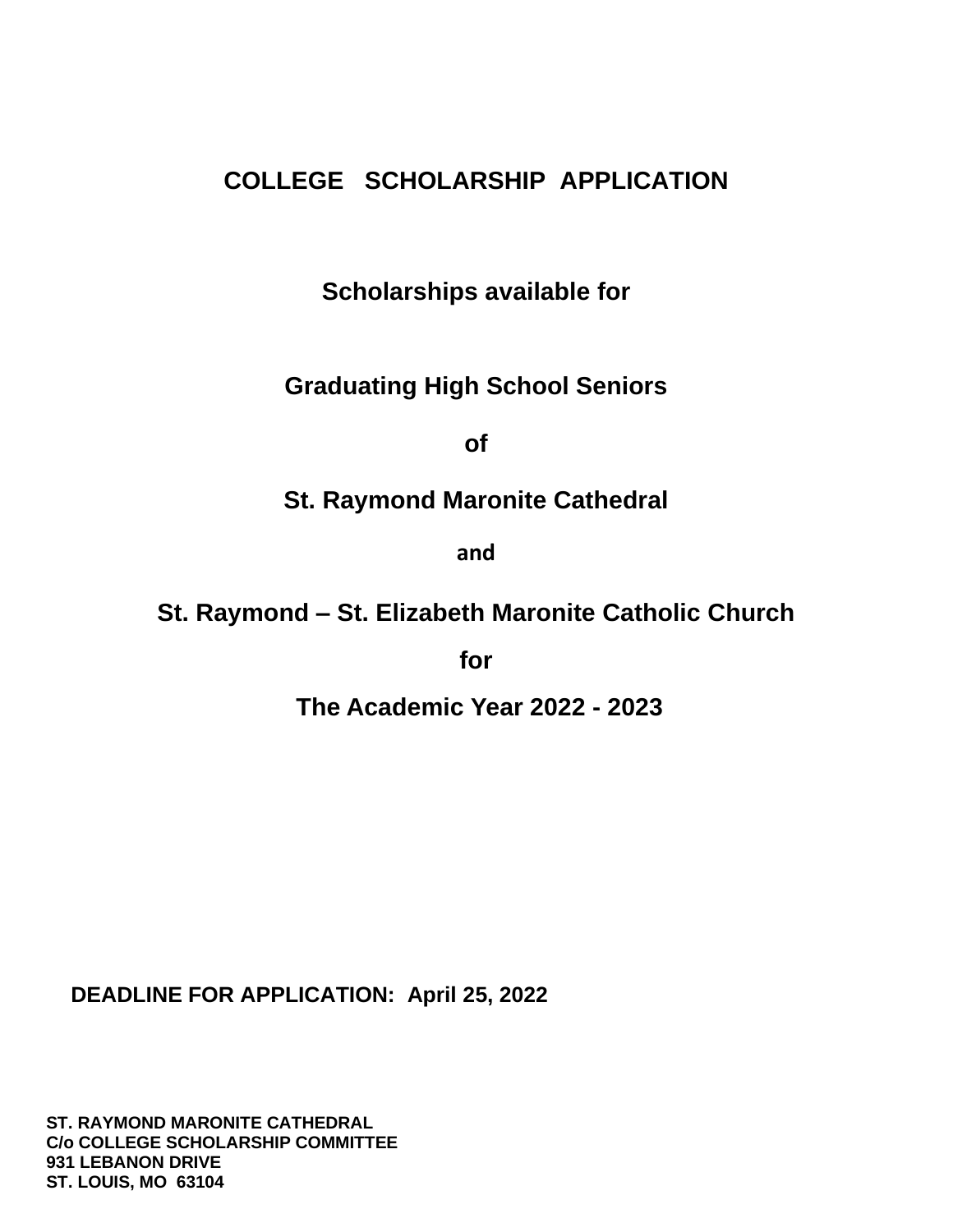# COLLEGE SCHOLARSHIP APPLICATION

**Scholarships available for**

**Graduating High School Seniors**

**of**

**St. Raymond Maronite Cathedral**

**and**

**St. Raymond – St. Elizabeth Maronite Catholic Church**

**for**

**The Academic Year 2022 - 2023**

**DEADLINE FOR APPLICATION: April 25, 2022**

**ST. RAYMOND MARONITE CATHEDRAL**
**C/o COLLEGE SCHOLARSHIP COMMITTEE**
**931 LEBANON DRIVE**
**ST. LOUIS, MO 63104**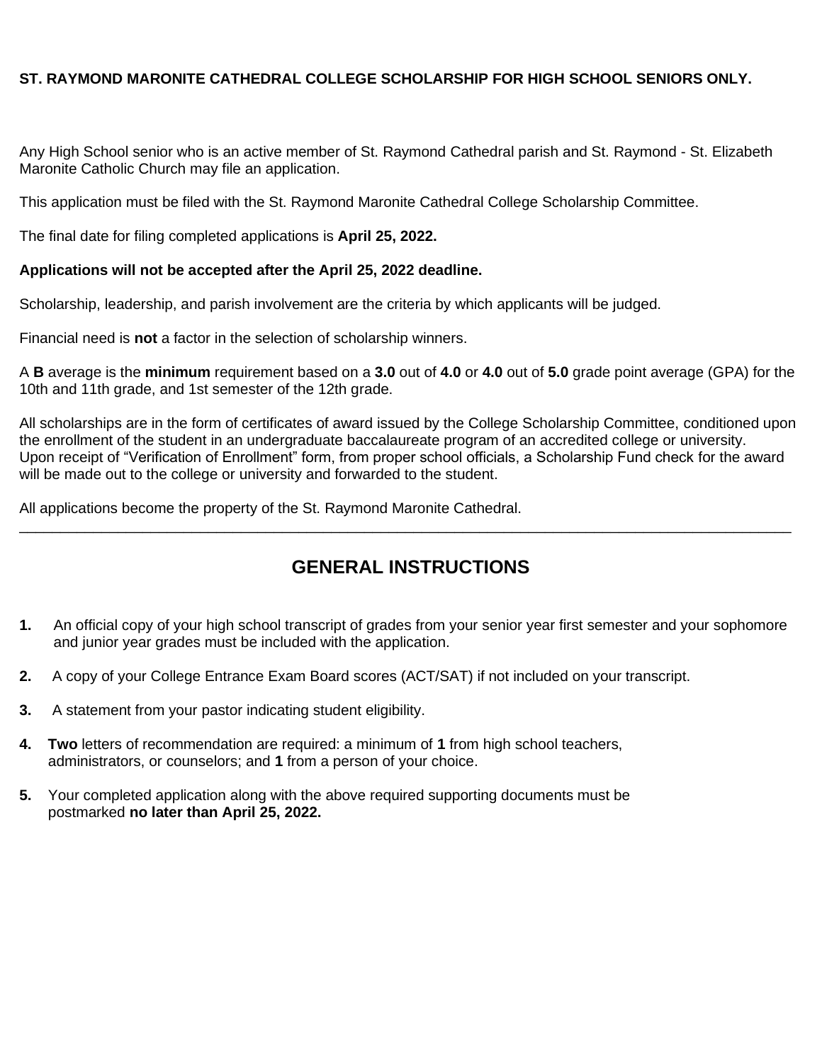**ST. RAYMOND MARONITE CATHEDRAL COLLEGE SCHOLARSHIP FOR HIGH SCHOOL SENIORS ONLY.**

Any High School senior who is an active member of St. Raymond Cathedral parish and St. Raymond - St. Elizabeth Maronite Catholic Church may file an application.

This application must be filed with the St. Raymond Maronite Cathedral College Scholarship Committee.

The final date for filing completed applications is **April 25, 2022.**

**Applications will not be accepted after the April 25, 2022 deadline.**

Scholarship, leadership, and parish involvement are the criteria by which applicants will be judged.

Financial need is **not** a factor in the selection of scholarship winners.

A **B** average is the **minimum** requirement based on a **3.0** out of **4.0** or **4.0** out of **5.0** grade point average (GPA) for the 10th and 11th grade, and 1st semester of the 12th grade.

All scholarships are in the form of certificates of award issued by the College Scholarship Committee, conditioned upon the enrollment of the student in an undergraduate baccalaureate program of an accredited college or university. Upon receipt of "Verification of Enrollment" form, from proper school officials, a Scholarship Fund check for the award will be made out to the college or university and forwarded to the student.

All applications become the property of the St. Raymond Maronite Cathedral.

---

## GENERAL INSTRUCTIONS

1. An official copy of your high school transcript of grades from your senior year first semester and your sophomore and junior year grades must be included with the application.
2. A copy of your College Entrance Exam Board scores (ACT/SAT) if not included on your transcript.
3. A statement from your pastor indicating student eligibility.
4. **Two** letters of recommendation are required: a minimum of **1** from high school teachers, administrators, or counselors; and **1** from a person of your choice.
5. Your completed application along with the above required supporting documents must be postmarked **no later than April 25, 2022.**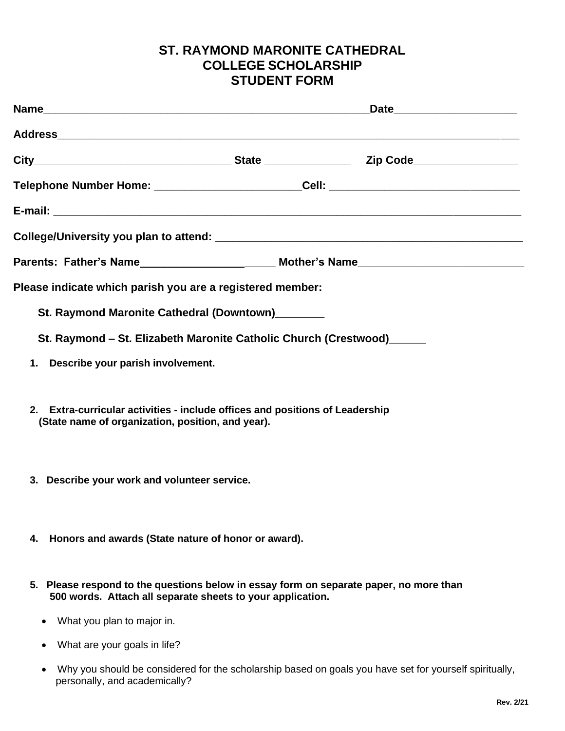# ST. RAYMOND MARONITE CATHEDRAL
# COLLEGE SCHOLARSHIP
# STUDENT FORM

**Name**_____________________________________________________**Date**____________________

**Address**______________________________________________________________________________

**City**________________________________ **State** ______________ **Zip Code**_________________

**Telephone Number Home:** ________________________**Cell:** _______________________________

**E-mail:** _______________________________________________________________________________

**College/University you plan to attend:** ____________________________________________________

**Parents: Father's Name**______________________ **Mother's Name**___________________________

**Please indicate which parish you are a registered member:**

**St. Raymond Maronite Cathedral (Downtown)**________

**St. Raymond – St. Elizabeth Maronite Catholic Church (Crestwood)**______

1. **Describe your parish involvement.**

2. **Extra-curricular activities - include offices and positions of Leadership (State name of organization, position, and year).**

3. **Describe your work and volunteer service.**

4. **Honors and awards (State nature of honor or award).**

5. **Please respond to the questions below in essay form on separate paper, no more than 500 words. Attach all separate sheets to your application.**
   - What you plan to major in.
   - What are your goals in life?
   - Why you should be considered for the scholarship based on goals you have set for yourself spiritually, personally, and academically?

Rev. 2/21